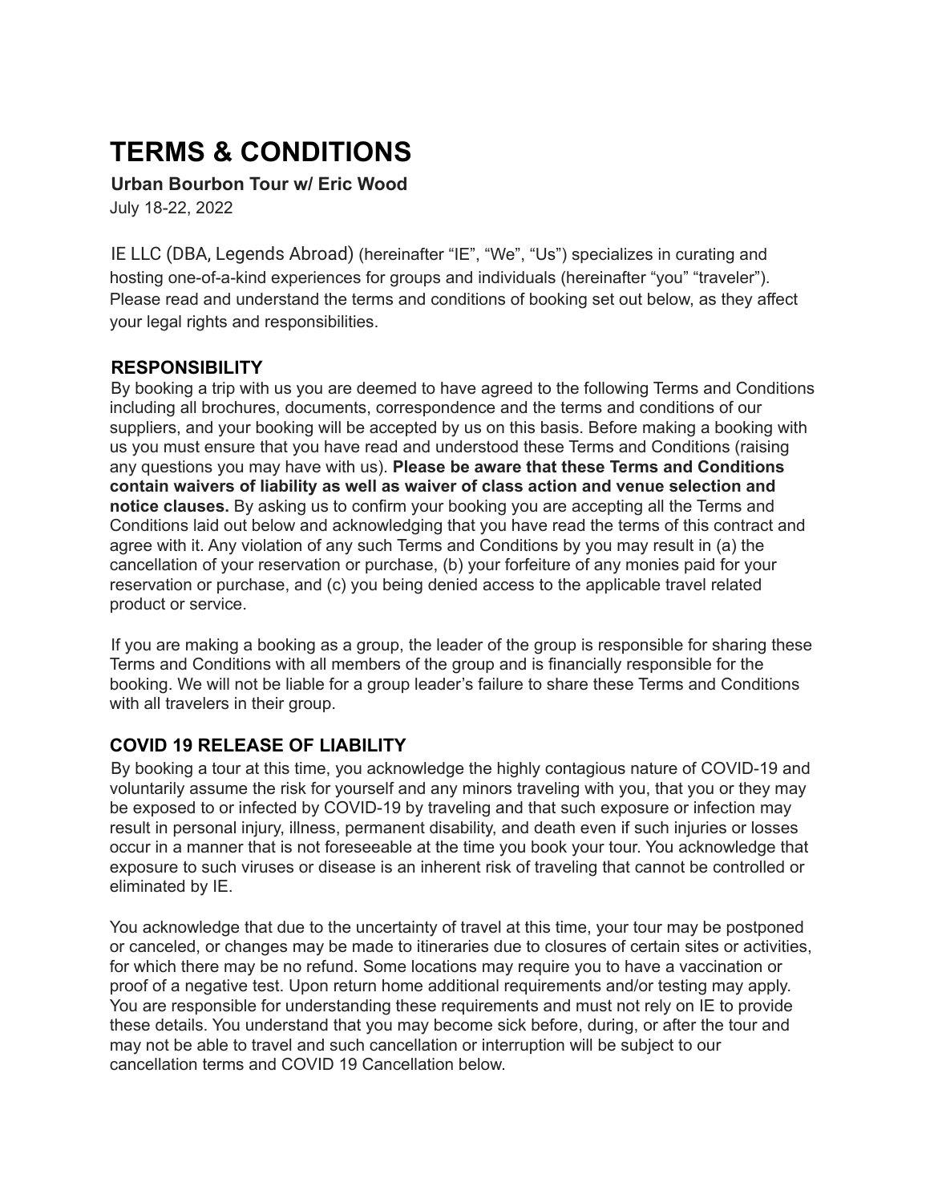# TERMS & CONDITIONS

**Urban Bourbon Tour w/ Eric Wood**

July 18-22, 2022

IE LLC (DBA, Legends Abroad) (hereinafter "IE", "We", "Us") specializes in curating and hosting one-of-a-kind experiences for groups and individuals (hereinafter "you" "traveler"). Please read and understand the terms and conditions of booking set out below, as they affect your legal rights and responsibilities.

## RESPONSIBILITY

By booking a trip with us you are deemed to have agreed to the following Terms and Conditions including all brochures, documents, correspondence and the terms and conditions of our suppliers, and your booking will be accepted by us on this basis. Before making a booking with us you must ensure that you have read and understood these Terms and Conditions (raising any questions you may have with us). **Please be aware that these Terms and Conditions contain waivers of liability as well as waiver of class action and venue selection and notice clauses.** By asking us to confirm your booking you are accepting all the Terms and Conditions laid out below and acknowledging that you have read the terms of this contract and agree with it. Any violation of any such Terms and Conditions by you may result in (a) the cancellation of your reservation or purchase, (b) your forfeiture of any monies paid for your reservation or purchase, and (c) you being denied access to the applicable travel related product or service.

If you are making a booking as a group, the leader of the group is responsible for sharing these Terms and Conditions with all members of the group and is financially responsible for the booking. We will not be liable for a group leader's failure to share these Terms and Conditions with all travelers in their group.

## COVID 19 RELEASE OF LIABILITY

By booking a tour at this time, you acknowledge the highly contagious nature of COVID-19 and voluntarily assume the risk for yourself and any minors traveling with you, that you or they may be exposed to or infected by COVID-19 by traveling and that such exposure or infection may result in personal injury, illness, permanent disability, and death even if such injuries or losses occur in a manner that is not foreseeable at the time you book your tour. You acknowledge that exposure to such viruses or disease is an inherent risk of traveling that cannot be controlled or eliminated by IE.

You acknowledge that due to the uncertainty of travel at this time, your tour may be postponed or canceled, or changes may be made to itineraries due to closures of certain sites or activities, for which there may be no refund. Some locations may require you to have a vaccination or proof of a negative test. Upon return home additional requirements and/or testing may apply. You are responsible for understanding these requirements and must not rely on IE to provide these details. You understand that you may become sick before, during, or after the tour and may not be able to travel and such cancellation or interruption will be subject to our cancellation terms and COVID 19 Cancellation below.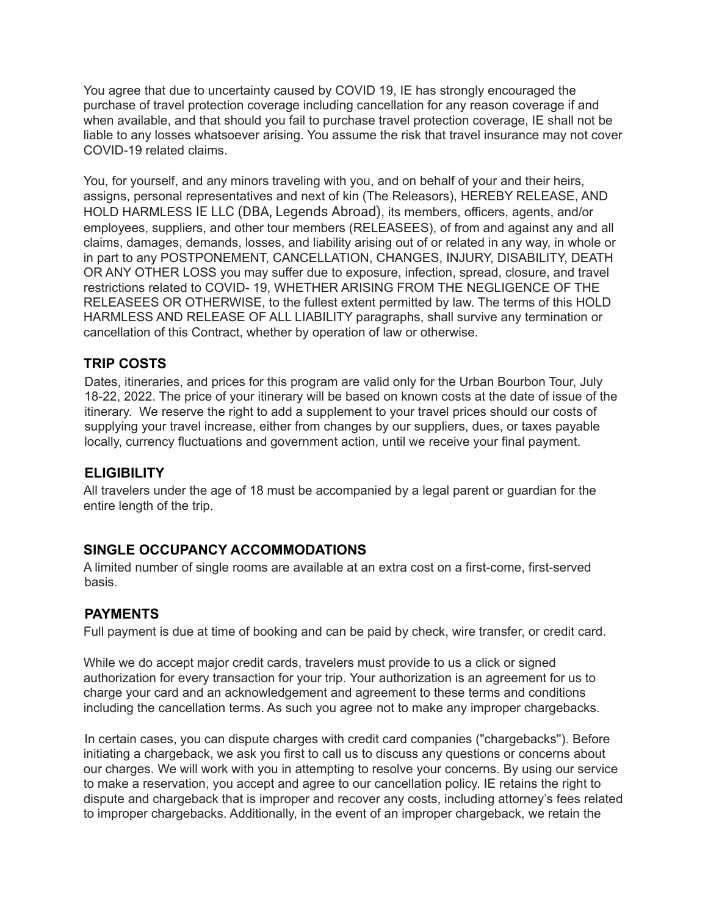You agree that due to uncertainty caused by COVID 19, IE has strongly encouraged the purchase of travel protection coverage including cancellation for any reason coverage if and when available, and that should you fail to purchase travel protection coverage, IE shall not be liable to any losses whatsoever arising. You assume the risk that travel insurance may not cover COVID-19 related claims.

You, for yourself, and any minors traveling with you, and on behalf of your and their heirs, assigns, personal representatives and next of kin (The Releasors), HEREBY RELEASE, AND HOLD HARMLESS IE LLC (DBA, Legends Abroad), its members, officers, agents, and/or employees, suppliers, and other tour members (RELEASEES), of from and against any and all claims, damages, demands, losses, and liability arising out of or related in any way, in whole or in part to any POSTPONEMENT, CANCELLATION, CHANGES, INJURY, DISABILITY, DEATH OR ANY OTHER LOSS you may suffer due to exposure, infection, spread, closure, and travel restrictions related to COVID- 19, WHETHER ARISING FROM THE NEGLIGENCE OF THE RELEASEES OR OTHERWISE, to the fullest extent permitted by law. The terms of this HOLD HARMLESS AND RELEASE OF ALL LIABILITY paragraphs, shall survive any termination or cancellation of this Contract, whether by operation of law or otherwise.

## TRIP COSTS

Dates, itineraries, and prices for this program are valid only for the Urban Bourbon Tour, July 18-22, 2022. The price of your itinerary will be based on known costs at the date of issue of the itinerary. We reserve the right to add a supplement to your travel prices should our costs of supplying your travel increase, either from changes by our suppliers, dues, or taxes payable locally, currency fluctuations and government action, until we receive your final payment.

## ELIGIBILITY

All travelers under the age of 18 must be accompanied by a legal parent or guardian for the entire length of the trip.

## SINGLE OCCUPANCY ACCOMMODATIONS

A limited number of single rooms are available at an extra cost on a first-come, first-served basis.

## PAYMENTS

Full payment is due at time of booking and can be paid by check, wire transfer, or credit card.

While we do accept major credit cards, travelers must provide to us a click or signed authorization for every transaction for your trip. Your authorization is an agreement for us to charge your card and an acknowledgement and agreement to these terms and conditions including the cancellation terms. As such you agree not to make any improper chargebacks.

In certain cases, you can dispute charges with credit card companies ("chargebacks"). Before initiating a chargeback, we ask you first to call us to discuss any questions or concerns about our charges. We will work with you in attempting to resolve your concerns. By using our service to make a reservation, you accept and agree to our cancellation policy. IE retains the right to dispute and chargeback that is improper and recover any costs, including attorney's fees related to improper chargebacks. Additionally, in the event of an improper chargeback, we retain the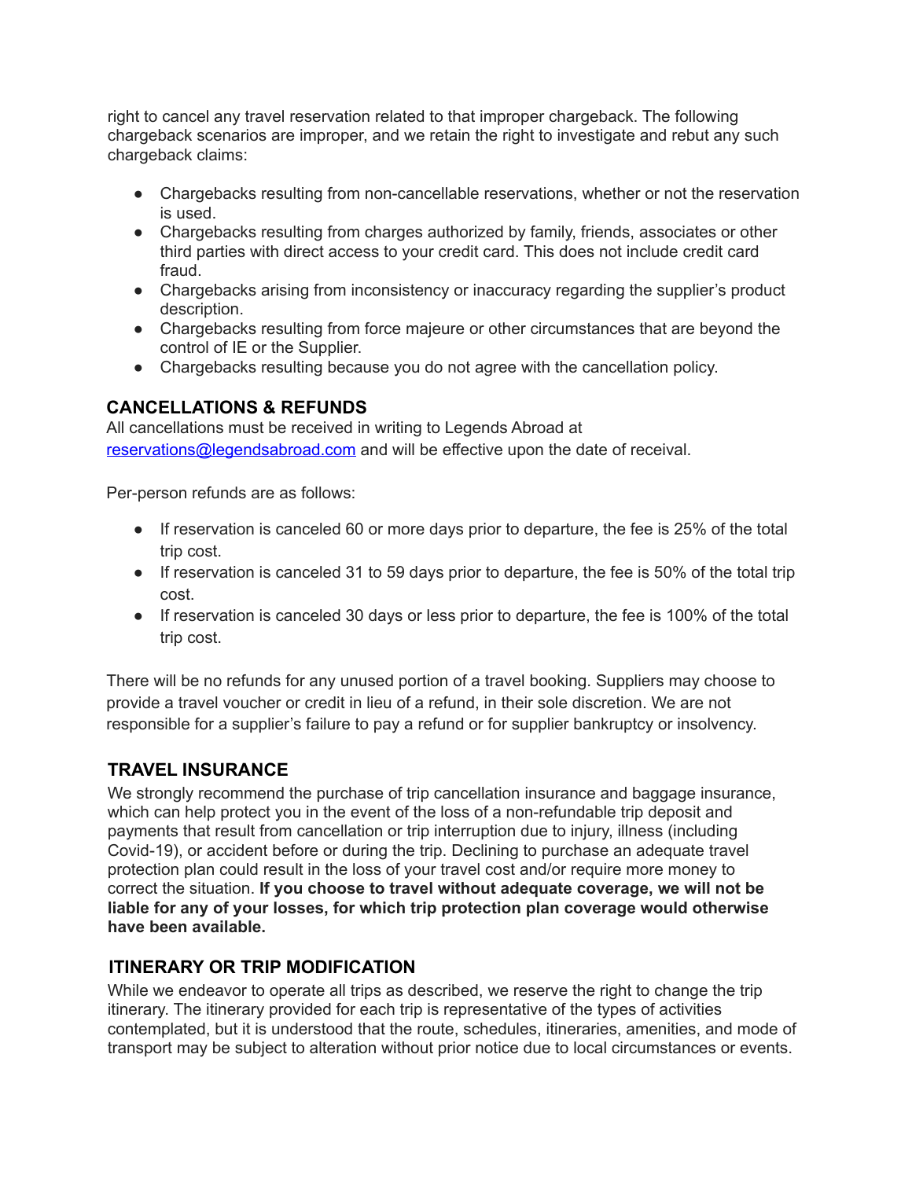right to cancel any travel reservation related to that improper chargeback. The following chargeback scenarios are improper, and we retain the right to investigate and rebut any such chargeback claims:

- Chargebacks resulting from non-cancellable reservations, whether or not the reservation is used.
- Chargebacks resulting from charges authorized by family, friends, associates or other third parties with direct access to your credit card. This does not include credit card fraud.
- Chargebacks arising from inconsistency or inaccuracy regarding the supplier's product description.
- Chargebacks resulting from force majeure or other circumstances that are beyond the control of IE or the Supplier.
- Chargebacks resulting because you do not agree with the cancellation policy.

## CANCELLATIONS & REFUNDS

All cancellations must be received in writing to Legends Abroad at [reservations@legendsabroad.com](mailto:reservations@legendsabroad.com) and will be effective upon the date of receival.

Per-person refunds are as follows:

- If reservation is canceled 60 or more days prior to departure, the fee is 25% of the total trip cost.
- If reservation is canceled 31 to 59 days prior to departure, the fee is 50% of the total trip cost.
- If reservation is canceled 30 days or less prior to departure, the fee is 100% of the total trip cost.

There will be no refunds for any unused portion of a travel booking. Suppliers may choose to provide a travel voucher or credit in lieu of a refund, in their sole discretion. We are not responsible for a supplier's failure to pay a refund or for supplier bankruptcy or insolvency.

## TRAVEL INSURANCE

We strongly recommend the purchase of trip cancellation insurance and baggage insurance, which can help protect you in the event of the loss of a non-refundable trip deposit and payments that result from cancellation or trip interruption due to injury, illness (including Covid-19), or accident before or during the trip. Declining to purchase an adequate travel protection plan could result in the loss of your travel cost and/or require more money to correct the situation. **If you choose to travel without adequate coverage, we will not be liable for any of your losses, for which trip protection plan coverage would otherwise have been available.**

## ITINERARY OR TRIP MODIFICATION

While we endeavor to operate all trips as described, we reserve the right to change the trip itinerary. The itinerary provided for each trip is representative of the types of activities contemplated, but it is understood that the route, schedules, itineraries, amenities, and mode of transport may be subject to alteration without prior notice due to local circumstances or events.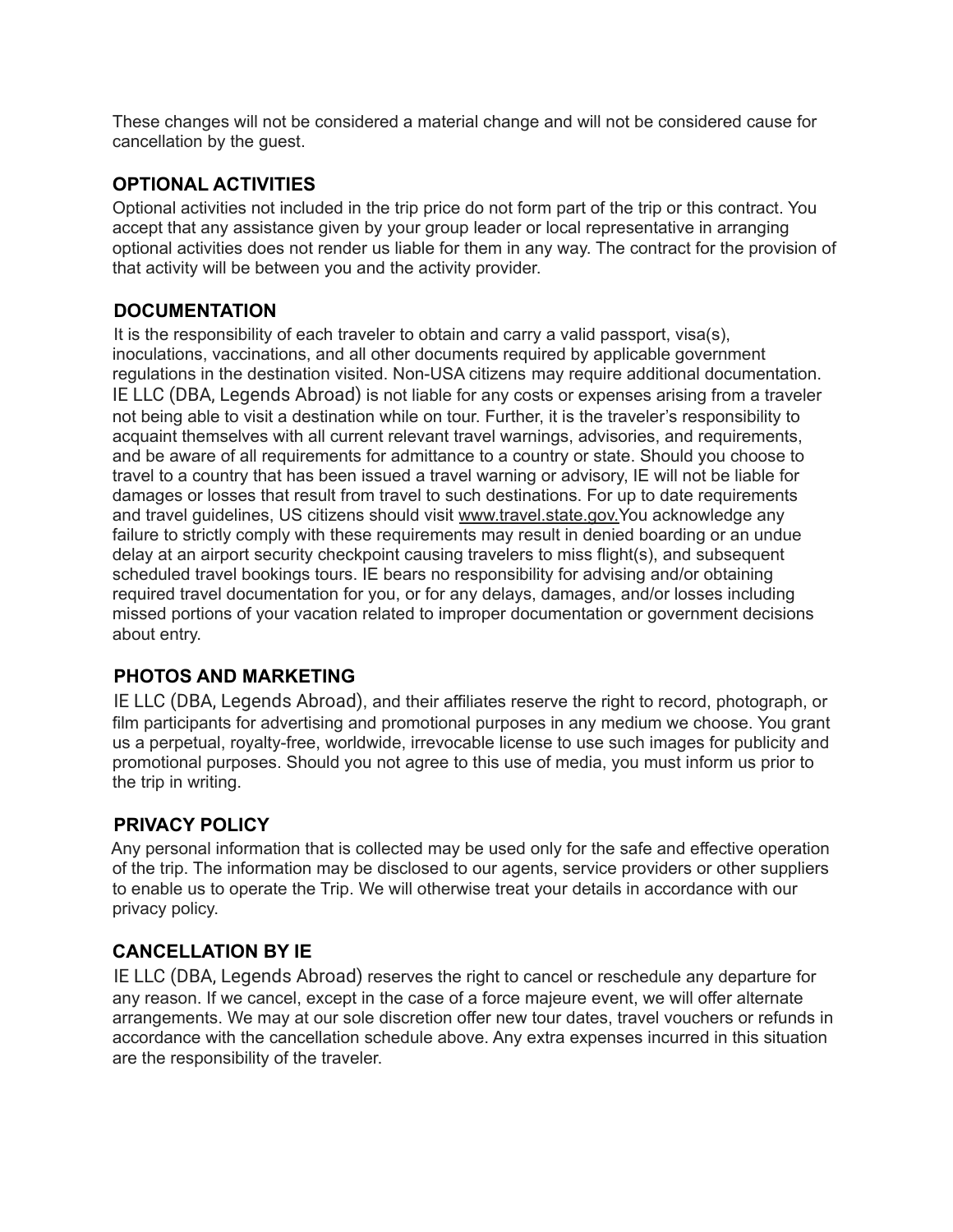These changes will not be considered a material change and will not be considered cause for cancellation by the guest.

## OPTIONAL ACTIVITIES

Optional activities not included in the trip price do not form part of the trip or this contract. You accept that any assistance given by your group leader or local representative in arranging optional activities does not render us liable for them in any way. The contract for the provision of that activity will be between you and the activity provider.

## DOCUMENTATION

It is the responsibility of each traveler to obtain and carry a valid passport, visa(s), inoculations, vaccinations, and all other documents required by applicable government regulations in the destination visited. Non-USA citizens may require additional documentation. IE LLC (DBA, Legends Abroad) is not liable for any costs or expenses arising from a traveler not being able to visit a destination while on tour. Further, it is the traveler's responsibility to acquaint themselves with all current relevant travel warnings, advisories, and requirements, and be aware of all requirements for admittance to a country or state. Should you choose to travel to a country that has been issued a travel warning or advisory, IE will not be liable for damages or losses that result from travel to such destinations. For up to date requirements and travel guidelines, US citizens should visit www.travel.state.gov.You acknowledge any failure to strictly comply with these requirements may result in denied boarding or an undue delay at an airport security checkpoint causing travelers to miss flight(s), and subsequent scheduled travel bookings tours. IE bears no responsibility for advising and/or obtaining required travel documentation for you, or for any delays, damages, and/or losses including missed portions of your vacation related to improper documentation or government decisions about entry.

## PHOTOS AND MARKETING

IE LLC (DBA, Legends Abroad), and their affiliates reserve the right to record, photograph, or film participants for advertising and promotional purposes in any medium we choose. You grant us a perpetual, royalty-free, worldwide, irrevocable license to use such images for publicity and promotional purposes. Should you not agree to this use of media, you must inform us prior to the trip in writing.

## PRIVACY POLICY

Any personal information that is collected may be used only for the safe and effective operation of the trip. The information may be disclosed to our agents, service providers or other suppliers to enable us to operate the Trip. We will otherwise treat your details in accordance with our privacy policy.

## CANCELLATION BY IE

IE LLC (DBA, Legends Abroad) reserves the right to cancel or reschedule any departure for any reason. If we cancel, except in the case of a force majeure event, we will offer alternate arrangements. We may at our sole discretion offer new tour dates, travel vouchers or refunds in accordance with the cancellation schedule above. Any extra expenses incurred in this situation are the responsibility of the traveler.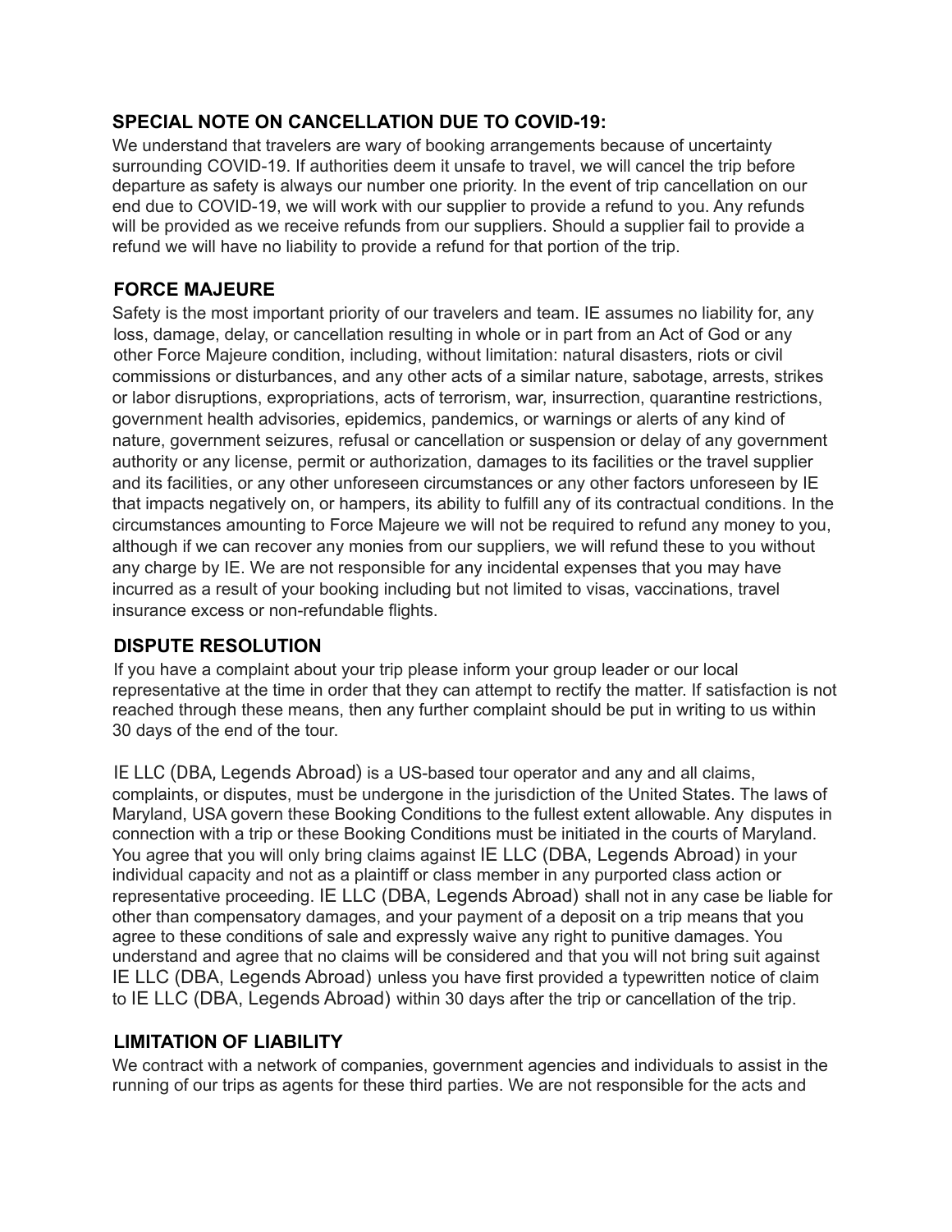## SPECIAL NOTE ON CANCELLATION DUE TO COVID-19:

We understand that travelers are wary of booking arrangements because of uncertainty surrounding COVID-19. If authorities deem it unsafe to travel, we will cancel the trip before departure as safety is always our number one priority. In the event of trip cancellation on our end due to COVID-19, we will work with our supplier to provide a refund to you. Any refunds will be provided as we receive refunds from our suppliers. Should a supplier fail to provide a refund we will have no liability to provide a refund for that portion of the trip.

## FORCE MAJEURE

Safety is the most important priority of our travelers and team. IE assumes no liability for, any loss, damage, delay, or cancellation resulting in whole or in part from an Act of God or any other Force Majeure condition, including, without limitation: natural disasters, riots or civil commissions or disturbances, and any other acts of a similar nature, sabotage, arrests, strikes or labor disruptions, expropriations, acts of terrorism, war, insurrection, quarantine restrictions, government health advisories, epidemics, pandemics, or warnings or alerts of any kind of nature, government seizures, refusal or cancellation or suspension or delay of any government authority or any license, permit or authorization, damages to its facilities or the travel supplier and its facilities, or any other unforeseen circumstances or any other factors unforeseen by IE that impacts negatively on, or hampers, its ability to fulfill any of its contractual conditions. In the circumstances amounting to Force Majeure we will not be required to refund any money to you, although if we can recover any monies from our suppliers, we will refund these to you without any charge by IE. We are not responsible for any incidental expenses that you may have incurred as a result of your booking including but not limited to visas, vaccinations, travel insurance excess or non-refundable flights.

## DISPUTE RESOLUTION

If you have a complaint about your trip please inform your group leader or our local representative at the time in order that they can attempt to rectify the matter. If satisfaction is not reached through these means, then any further complaint should be put in writing to us within 30 days of the end of the tour.

IE LLC (DBA, Legends Abroad) is a US-based tour operator and any and all claims, complaints, or disputes, must be undergone in the jurisdiction of the United States. The laws of Maryland, USA govern these Booking Conditions to the fullest extent allowable. Any disputes in connection with a trip or these Booking Conditions must be initiated in the courts of Maryland. You agree that you will only bring claims against IE LLC (DBA, Legends Abroad) in your individual capacity and not as a plaintiff or class member in any purported class action or representative proceeding. IE LLC (DBA, Legends Abroad) shall not in any case be liable for other than compensatory damages, and your payment of a deposit on a trip means that you agree to these conditions of sale and expressly waive any right to punitive damages. You understand and agree that no claims will be considered and that you will not bring suit against IE LLC (DBA, Legends Abroad) unless you have first provided a typewritten notice of claim to IE LLC (DBA, Legends Abroad) within 30 days after the trip or cancellation of the trip.

## LIMITATION OF LIABILITY

We contract with a network of companies, government agencies and individuals to assist in the running of our trips as agents for these third parties. We are not responsible for the acts and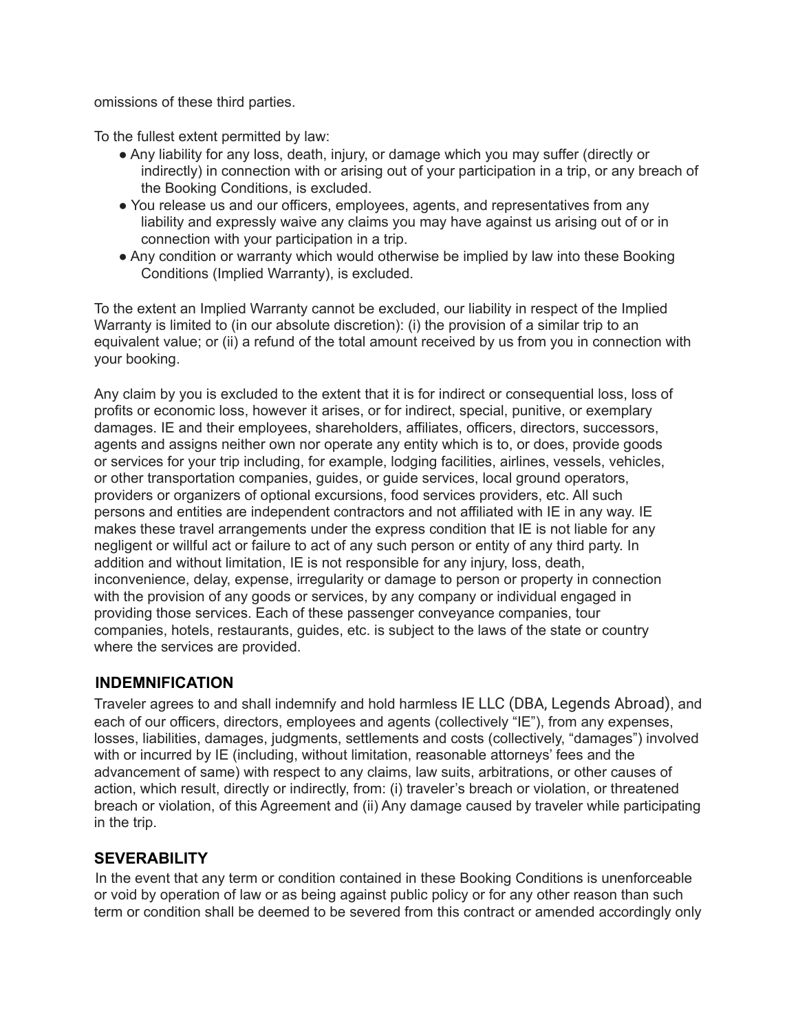omissions of these third parties.

To the fullest extent permitted by law:

- Any liability for any loss, death, injury, or damage which you may suffer (directly or indirectly) in connection with or arising out of your participation in a trip, or any breach of the Booking Conditions, is excluded.
- You release us and our officers, employees, agents, and representatives from any liability and expressly waive any claims you may have against us arising out of or in connection with your participation in a trip.
- Any condition or warranty which would otherwise be implied by law into these Booking Conditions (Implied Warranty), is excluded.

To the extent an Implied Warranty cannot be excluded, our liability in respect of the Implied Warranty is limited to (in our absolute discretion): (i) the provision of a similar trip to an equivalent value; or (ii) a refund of the total amount received by us from you in connection with your booking.

Any claim by you is excluded to the extent that it is for indirect or consequential loss, loss of profits or economic loss, however it arises, or for indirect, special, punitive, or exemplary damages. IE and their employees, shareholders, affiliates, officers, directors, successors, agents and assigns neither own nor operate any entity which is to, or does, provide goods or services for your trip including, for example, lodging facilities, airlines, vessels, vehicles, or other transportation companies, guides, or guide services, local ground operators, providers or organizers of optional excursions, food services providers, etc. All such persons and entities are independent contractors and not affiliated with IE in any way. IE makes these travel arrangements under the express condition that IE is not liable for any negligent or willful act or failure to act of any such person or entity of any third party. In addition and without limitation, IE is not responsible for any injury, loss, death, inconvenience, delay, expense, irregularity or damage to person or property in connection with the provision of any goods or services, by any company or individual engaged in providing those services. Each of these passenger conveyance companies, tour companies, hotels, restaurants, guides, etc. is subject to the laws of the state or country where the services are provided.

## INDEMNIFICATION

Traveler agrees to and shall indemnify and hold harmless IE LLC (DBA, Legends Abroad), and each of our officers, directors, employees and agents (collectively "IE"), from any expenses, losses, liabilities, damages, judgments, settlements and costs (collectively, "damages") involved with or incurred by IE (including, without limitation, reasonable attorneys' fees and the advancement of same) with respect to any claims, law suits, arbitrations, or other causes of action, which result, directly or indirectly, from: (i) traveler's breach or violation, or threatened breach or violation, of this Agreement and (ii) Any damage caused by traveler while participating in the trip.

## SEVERABILITY

In the event that any term or condition contained in these Booking Conditions is unenforceable or void by operation of law or as being against public policy or for any other reason than such term or condition shall be deemed to be severed from this contract or amended accordingly only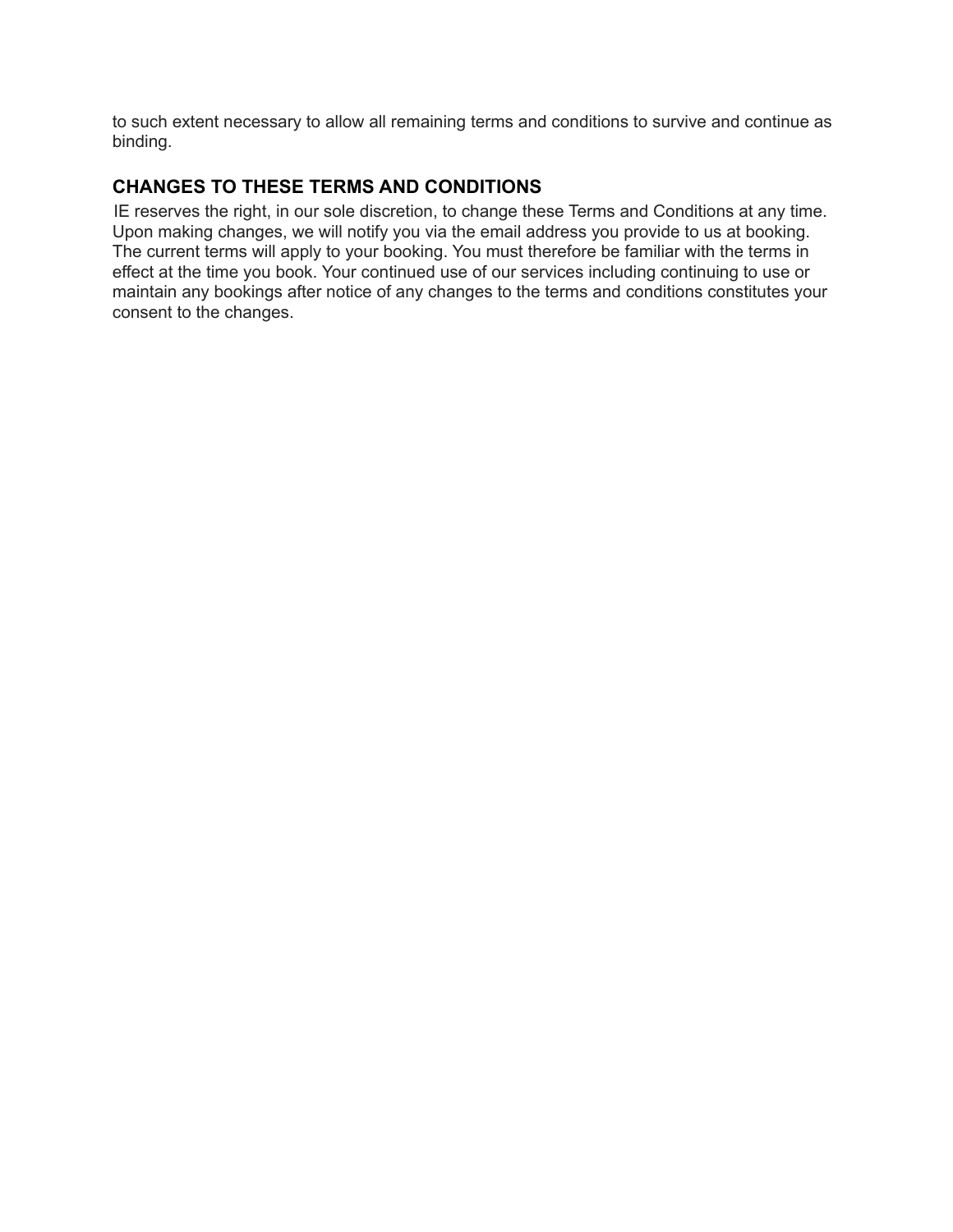to such extent necessary to allow all remaining terms and conditions to survive and continue as binding.

## CHANGES TO THESE TERMS AND CONDITIONS

IE reserves the right, in our sole discretion, to change these Terms and Conditions at any time. Upon making changes, we will notify you via the email address you provide to us at booking. The current terms will apply to your booking. You must therefore be familiar with the terms in effect at the time you book. Your continued use of our services including continuing to use or maintain any bookings after notice of any changes to the terms and conditions constitutes your consent to the changes.